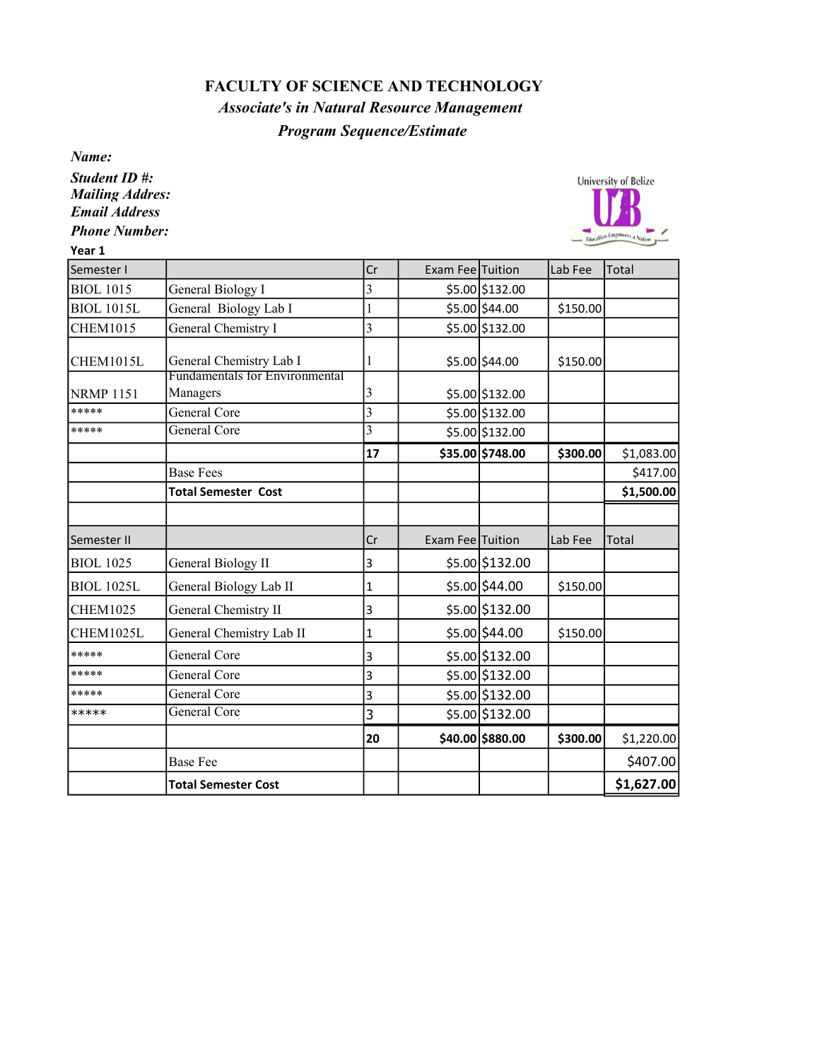# FACULTY OF SCIENCE AND TECHNOLOGY

## *Associate's in Natural Resource Management*

### *Program Sequence/Estimate*

***Name:***

***Student ID #:***

***Mailing Addres:***

***Email Address***

***Phone Number:***

**Year 1**

| Semester I | | Cr | Exam Fee | Tuition | Lab Fee | Total |
|---|---|---|---|---|---|---|
| BIOL 1015 | General Biology I | 3 | $5.00 | $132.00 | | |
| BIOL 1015L | General Biology Lab I | 1 | $5.00 | $44.00 | $150.00 | |
| CHEM1015 | General Chemistry I | 3 | $5.00 | $132.00 | | |
| CHEM1015L | General Chemistry Lab I | 1 | $5.00 | $44.00 | $150.00 | |
| NRMP 1151 | Fundamentals for Environmental Managers | 3 | $5.00 | $132.00 | | |
| ***** | General Core | 3 | $5.00 | $132.00 | | |
| ***** | General Core | 3 | $5.00 | $132.00 | | |
| | | **17** | **$35.00** | **$748.00** | **$300.00** | $1,083.00 |
| | Base Fees | | | | | $417.00 |
| | **Total Semester Cost** | | | | | **$1,500.00** |
| | | | | | | |
| Semester II | | Cr | Exam Fee | Tuition | Lab Fee | Total |
| BIOL 1025 | General Biology II | 3 | $5.00 | $132.00 | | |
| BIOL 1025L | General Biology Lab II | 1 | $5.00 | $44.00 | $150.00 | |
| CHEM1025 | General Chemistry II | 3 | $5.00 | $132.00 | | |
| CHEM1025L | General Chemistry Lab II | 1 | $5.00 | $44.00 | $150.00 | |
| ***** | General Core | 3 | $5.00 | $132.00 | | |
| ***** | General Core | 3 | $5.00 | $132.00 | | |
| ***** | General Core | 3 | $5.00 | $132.00 | | |
| ***** | General Core | 3 | $5.00 | $132.00 | | |
| | | **20** | **$40.00** | **$880.00** | **$300.00** | $1,220.00 |
| | Base Fee | | | | | $407.00 |
| | **Total Semester Cost** | | | | | **$1,627.00** |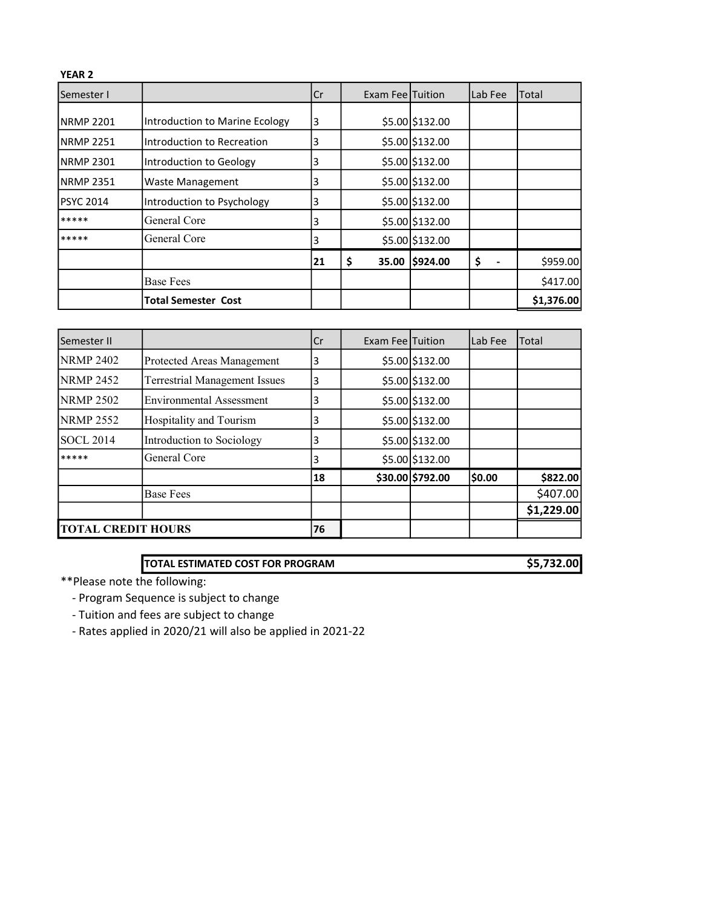**YEAR 2**

| Semester I | | Cr | Exam Fee | Tuition | Lab Fee | Total |
|---|---|---|---|---|---|---|
| NRMP 2201 | Introduction to Marine Ecology | 3 | $5.00 | $132.00 | | |
| NRMP 2251 | Introduction to Recreation | 3 | $5.00 | $132.00 | | |
| NRMP 2301 | Introduction to Geology | 3 | $5.00 | $132.00 | | |
| NRMP 2351 | Waste Management | 3 | $5.00 | $132.00 | | |
| PSYC 2014 | Introduction to Psychology | 3 | $5.00 | $132.00 | | |
| ***** | General Core | 3 | $5.00 | $132.00 | | |
| ***** | General Core | 3 | $5.00 | $132.00 | | |
| | | **21** | **$ 35.00** | **$924.00** | **$ -** | $959.00 |
| | Base Fees | | | | | $417.00 |
| | **Total Semester Cost** | | | | | **$1,376.00** |

| Semester II | | Cr | Exam Fee | Tuition | Lab Fee | Total |
|---|---|---|---|---|---|---|
| NRMP 2402 | Protected Areas Management | 3 | $5.00 | $132.00 | | |
| NRMP 2452 | Terrestrial Management Issues | 3 | $5.00 | $132.00 | | |
| NRMP 2502 | Environmental Assessment | 3 | $5.00 | $132.00 | | |
| NRMP 2552 | Hospitality and Tourism | 3 | $5.00 | $132.00 | | |
| SOCL 2014 | Introduction to Sociology | 3 | $5.00 | $132.00 | | |
| ***** | General Core | 3 | $5.00 | $132.00 | | |
| | | **18** | **$30.00** | **$792.00** | **$0.00** | **$822.00** |
| | Base Fees | | | | | $407.00 |
| | | | | | | **$1,229.00** |
| **TOTAL CREDIT HOURS** | | **76** | | | | |

| | |
|---|---|
| **TOTAL ESTIMATED COST FOR PROGRAM** | **$5,732.00** |

**Please note the following:
- Program Sequence is subject to change
- Tuition and fees are subject to change
- Rates applied in 2020/21 will also be applied in 2021-22